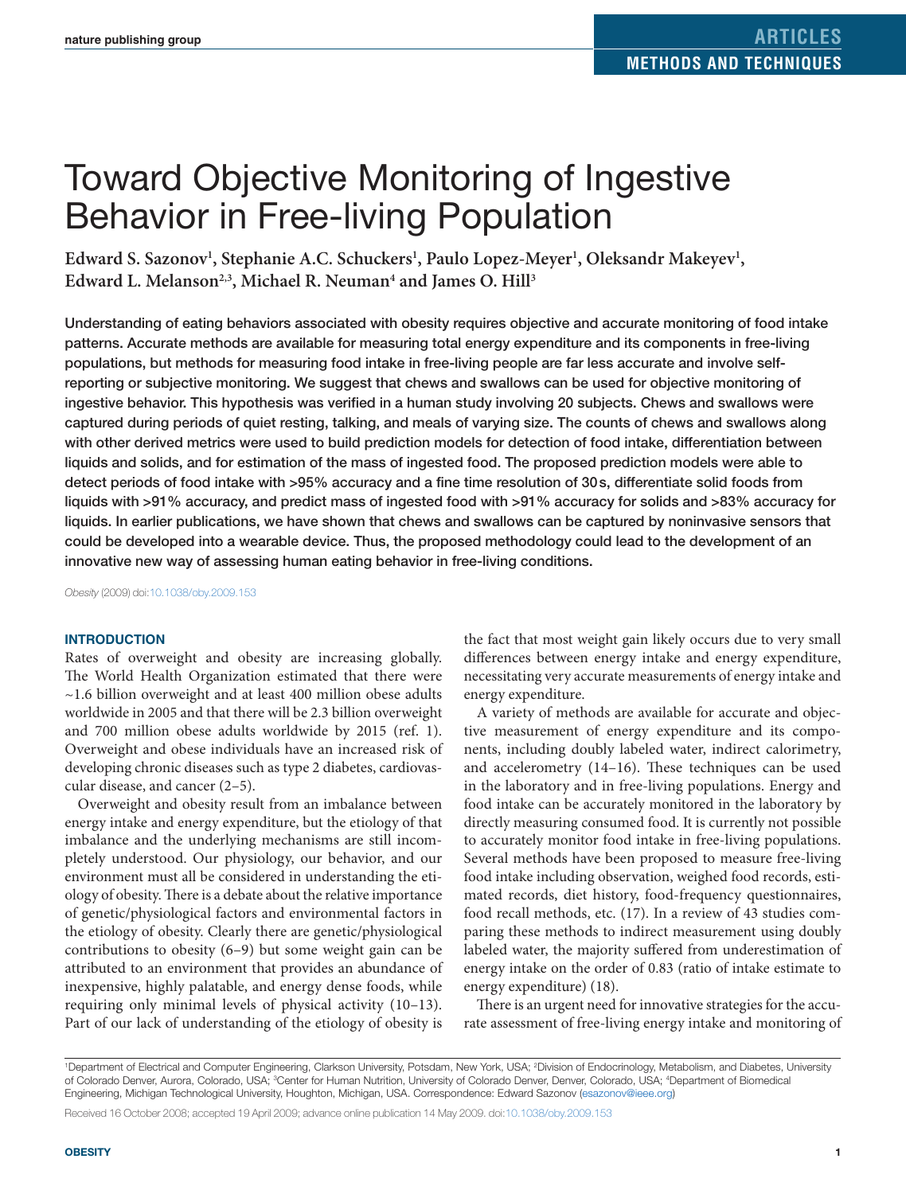# Toward Objective Monitoring of Ingestive Behavior in Free-living Population

**Edward S. Sazonov[1], Stephanie A.C. Schuckers[1], Paulo Lopez-Meyer[1], Oleksandr Makeyev[1], Edward L. Melanson[2,3], Michael R. Neuman[4] and James O. Hill[3]**

Understanding of eating behaviors associated with obesity requires objective and accurate monitoring of food intake patterns. Accurate methods are available for measuring total energy expenditure and its components in free-living populations, but methods for measuring food intake in free-living people are far less accurate and involve self-reporting or subjective monitoring. We suggest that chews and swallows can be used for objective monitoring of ingestive behavior. This hypothesis was verified in a human study involving 20 subjects. Chews and swallows were captured during periods of quiet resting, talking, and meals of varying size. The counts of chews and swallows along with other derived metrics were used to build prediction models for detection of food intake, differentiation between liquids and solids, and for estimation of the mass of ingested food. The proposed prediction models were able to detect periods of food intake with >95% accuracy and a fine time resolution of 30 s, differentiate solid foods from liquids with >91% accuracy, and predict mass of ingested food with >91% accuracy for solids and >83% accuracy for liquids. In earlier publications, we have shown that chews and swallows can be captured by noninvasive sensors that could be developed into a wearable device. Thus, the proposed methodology could lead to the development of an innovative new way of assessing human eating behavior in free-living conditions.

*Obesity* (2009) doi:10.1038/oby.2009.153

## INTRODUCTION

Rates of overweight and obesity are increasing globally. The World Health Organization estimated that there were ~1.6 billion overweight and at least 400 million obese adults worldwide in 2005 and that there will be 2.3 billion overweight and 700 million obese adults worldwide by 2015 (ref. 1). Overweight and obese individuals have an increased risk of developing chronic diseases such as type 2 diabetes, cardiovascular disease, and cancer (2–5).

Overweight and obesity result from an imbalance between energy intake and energy expenditure, but the etiology of that imbalance and the underlying mechanisms are still incompletely understood. Our physiology, our behavior, and our environment must all be considered in understanding the etiology of obesity. There is a debate about the relative importance of genetic/physiological factors and environmental factors in the etiology of obesity. Clearly there are genetic/physiological contributions to obesity (6–9) but some weight gain can be attributed to an environment that provides an abundance of inexpensive, highly palatable, and energy dense foods, while requiring only minimal levels of physical activity (10–13). Part of our lack of understanding of the etiology of obesity is the fact that most weight gain likely occurs due to very small differences between energy intake and energy expenditure, necessitating very accurate measurements of energy intake and energy expenditure.

A variety of methods are available for accurate and objective measurement of energy expenditure and its components, including doubly labeled water, indirect calorimetry, and accelerometry (14–16). These techniques can be used in the laboratory and in free-living populations. Energy and food intake can be accurately monitored in the laboratory by directly measuring consumed food. It is currently not possible to accurately monitor food intake in free-living populations. Several methods have been proposed to measure free-living food intake including observation, weighed food records, estimated records, diet history, food-frequency questionnaires, food recall methods, etc. (17). In a review of 43 studies comparing these methods to indirect measurement using doubly labeled water, the majority suffered from underestimation of energy intake on the order of 0.83 (ratio of intake estimate to energy expenditure) (18).

There is an urgent need for innovative strategies for the accurate assessment of free-living energy intake and monitoring of

[1]Department of Electrical and Computer Engineering, Clarkson University, Potsdam, New York, USA; [2]Division of Endocrinology, Metabolism, and Diabetes, University of Colorado Denver, Aurora, Colorado, USA; [3]Center for Human Nutrition, University of Colorado Denver, Denver, Colorado, USA; [4]Department of Biomedical Engineering, Michigan Technological University, Houghton, Michigan, USA. Correspondence: Edward Sazonov (esazonov@ieee.org)

Received 16 October 2008; accepted 19 April 2009; advance online publication 14 May 2009. doi:10.1038/oby.2009.153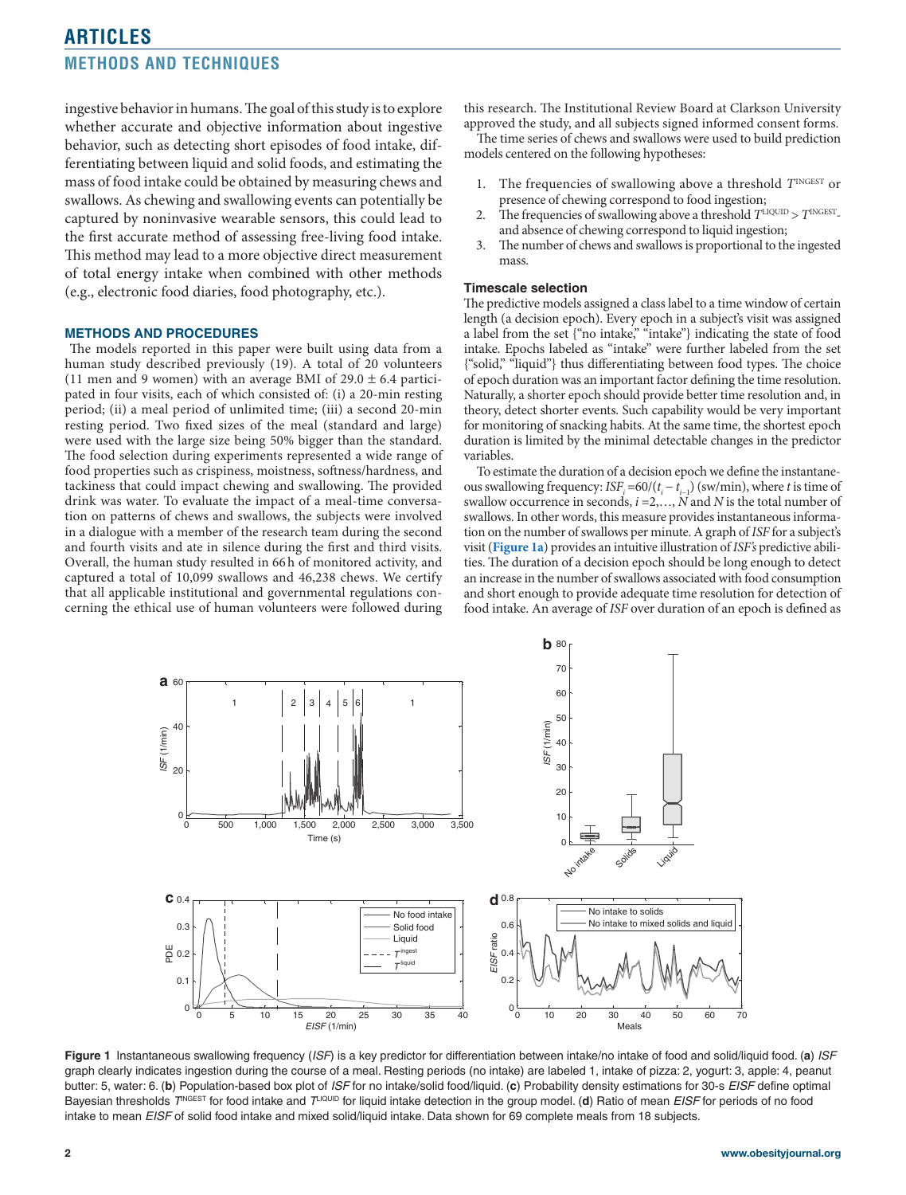ingestive behavior in humans. The goal of this study is to explore whether accurate and objective information about ingestive behavior, such as detecting short episodes of food intake, differentiating between liquid and solid foods, and estimating the mass of food intake could be obtained by measuring chews and swallows. As chewing and swallowing events can potentially be captured by noninvasive wearable sensors, this could lead to the first accurate method of assessing free-living food intake. This method may lead to a more objective direct measurement of total energy intake when combined with other methods (e.g., electronic food diaries, food photography, etc.).

## METHODS AND PROCEDURES

The models reported in this paper were built using data from a human study described previously (19). A total of 20 volunteers (11 men and 9 women) with an average BMI of 29.0 ± 6.4 participated in four visits, each of which consisted of: (i) a 20-min resting period; (ii) a meal period of unlimited time; (iii) a second 20-min resting period. Two fixed sizes of the meal (standard and large) were used with the large size being 50% bigger than the standard. The food selection during experiments represented a wide range of food properties such as crispiness, moistness, softness/hardness, and tackiness that could impact chewing and swallowing. The provided drink was water. To evaluate the impact of a meal-time conversation on patterns of chews and swallows, the subjects were involved in a dialogue with a member of the research team during the second and fourth visits and ate in silence during the first and third visits. Overall, the human study resulted in 66 h of monitored activity, and captured a total of 10,099 swallows and 46,238 chews. We certify that all applicable institutional and governmental regulations concerning the ethical use of human volunteers were followed during this research. The Institutional Review Board at Clarkson University approved the study, and all subjects signed informed consent forms.

The time series of chews and swallows were used to build prediction models centered on the following hypotheses:

1. The frequencies of swallowing above a threshold $T^{\text{INGEST}}$ or presence of chewing correspond to food ingestion;
2. The frequencies of swallowing above a threshold $T^{\text{LIQUID}} > T^{\text{INGEST}}$, and absence of chewing correspond to liquid ingestion;
3. The number of chews and swallows is proportional to the ingested mass.

### Timescale selection

The predictive models assigned a class label to a time window of certain length (a decision epoch). Every epoch in a subject's visit was assigned a label from the set {"no intake," "intake"} indicating the state of food intake. Epochs labeled as "intake" were further labeled from the set {"solid," "liquid"} thus differentiating between food types. The choice of epoch duration was an important factor defining the time resolution. Naturally, a shorter epoch should provide better time resolution and, in theory, detect shorter events. Such capability would be very important for monitoring of snacking habits. At the same time, the shortest epoch duration is limited by the minimal detectable changes in the predictor variables.

To estimate the duration of a decision epoch we define the instantaneous swallowing frequency: $ISF_i = 60/(t_i - t_{i-1})$ (sw/min), where $t$ is time of swallow occurrence in seconds, $i = 2, \ldots, N$ and $N$ is the total number of swallows. In other words, this measure provides instantaneous information on the number of swallows per minute. A graph of *ISF* for a subject's visit (**Figure 1a**) provides an intuitive illustration of *ISF's* predictive abilities. The duration of a decision epoch should be long enough to detect an increase in the number of swallows associated with food consumption and short enough to provide adequate time resolution for detection of food intake. An average of *ISF* over duration of an epoch is defined as

**Figure 1** Instantaneous swallowing frequency (*ISF*) is a key predictor for differentiation between intake/no intake of food and solid/liquid food. (**a**) *ISF* graph clearly indicates ingestion during the course of a meal. Resting periods (no intake) are labeled 1, intake of pizza: 2, yogurt: 3, apple: 4, peanut butter: 5, water: 6. (**b**) Population-based box plot of *ISF* for no intake/solid food/liquid. (**c**) Probability density estimations for 30-s *EISF* define optimal Bayesian thresholds $T^{\text{INGEST}}$ for food intake and $T^{\text{LIQUID}}$ for liquid intake detection in the group model. (**d**) Ratio of mean *EISF* for periods of no food intake to mean *EISF* of solid food intake and mixed solid/liquid intake. Data shown for 69 complete meals from 18 subjects.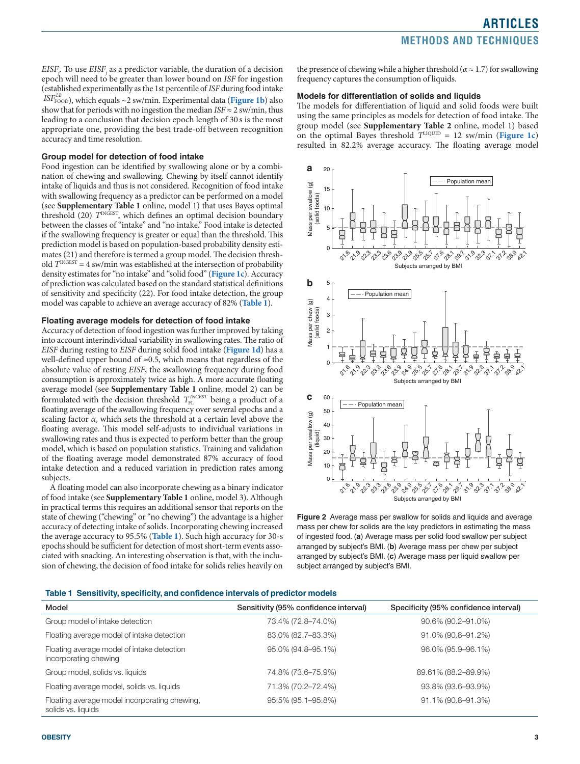$EISF_j$. To use $EISF_j$ as a predictor variable, the duration of a decision epoch will need to be greater than lower bound on *ISF* for ingestion (established experimentally as the 1st percentile of *ISF* during food intake $ISF^{LB}_{FOOD}$), which equals ~2 sw/min. Experimental data (**Figure 1b**) also show that for periods with no ingestion the median $ISF \approx 2$ sw/min, thus leading to a conclusion that decision epoch length of 30 s is the most appropriate one, providing the best trade-off between recognition accuracy and time resolution.

### Group model for detection of food intake

Food ingestion can be identified by swallowing alone or by a combination of chewing and swallowing. Chewing by itself cannot identify intake of liquids and thus is not considered. Recognition of food intake with swallowing frequency as a predictor can be performed on a model (see **Supplementary Table 1** online, model 1) that uses Bayes optimal threshold (20) $T^{INGEST}$, which defines an optimal decision boundary between the classes of "intake" and "no intake." Food intake is detected if the swallowing frequency is greater or equal than the threshold. This prediction model is based on population-based probability density estimates (21) and therefore is termed a group model. The decision threshold $T^{INGEST} = 4$ sw/min was established at the intersection of probability density estimates for "no intake" and "solid food" (**Figure 1c**). Accuracy of prediction was calculated based on the standard statistical definitions of sensitivity and specificity (22). For food intake detection, the group model was capable to achieve an average accuracy of 82% (**Table 1**).

### Floating average models for detection of food intake

Accuracy of detection of food ingestion was further improved by taking into account interindividual variability in swallowing rates. The ratio of *EISF* during resting to *EISF* during solid food intake (**Figure 1d**) has a well-defined upper bound of ≈0.5, which means that regardless of the absolute value of resting *EISF*, the swallowing frequency during food consumption is approximately twice as high. A more accurate floating average model (see **Supplementary Table 1** online, model 2) can be formulated with the decision threshold $T^{INGEST}_{FL}$ being a product of a floating average of the swallowing frequency over several epochs and a scaling factor $\alpha$, which sets the threshold at a certain level above the floating average. This model self-adjusts to individual variations in swallowing rates and thus is expected to perform better than the group model, which is based on population statistics. Training and validation of the floating average model demonstrated 87% accuracy of food intake detection and a reduced variation in prediction rates among subjects.

A floating model can also incorporate chewing as a binary indicator of food intake (see **Supplementary Table 1** online, model 3). Although in practical terms this requires an additional sensor that reports on the state of chewing ("chewing" or "no chewing") the advantage is a higher accuracy of detecting intake of solids. Incorporating chewing increased the average accuracy to 95.5% (**Table 1**). Such high accuracy for 30-s epochs should be sufficient for detection of most short-term events associated with snacking. An interesting observation is that, with the inclusion of chewing, the decision of food intake for solids relies heavily on the presence of chewing while a higher threshold ($\alpha \approx 1.7$) for swallowing frequency captures the consumption of liquids.

### Models for differentiation of solids and liquids

The models for differentiation of liquid and solid foods were built using the same principles as models for detection of food intake. The group model (see **Supplementary Table 2** online, model 1) based on the optimal Bayes threshold $T^{LIQUID} = 12$ sw/min (**Figure 1c**) resulted in 82.2% average accuracy. The floating average model

**Figure 2** Average mass per swallow for solids and liquids and average mass per chew for solids are the key predictors in estimating the mass of ingested food. (**a**) Average mass per solid food swallow per subject arranged by subject's BMI. (**b**) Average mass per chew per subject arranged by subject's BMI. (**c**) Average mass per liquid swallow per subject arranged by subject's BMI.

**Table 1 Sensitivity, specificity, and confidence intervals of predictor models**

| Model | Sensitivity (95% confidence interval) | Specificity (95% confidence interval) |
|---|---|---|
| Group model of intake detection | 73.4% (72.8–74.0%) | 90.6% (90.2–91.0%) |
| Floating average model of intake detection | 83.0% (82.7–83.3%) | 91.0% (90.8–91.2%) |
| Floating average model of intake detection incorporating chewing | 95.0% (94.8–95.1%) | 96.0% (95.9–96.1%) |
| Group model, solids vs. liquids | 74.8% (73.6–75.9%) | 89.61% (88.2–89.9%) |
| Floating average model, solids vs. liquids | 71.3% (70.2–72.4%) | 93.8% (93.6–93.9%) |
| Floating average model incorporating chewing, solids vs. liquids | 95.5% (95.1–95.8%) | 91.1% (90.8–91.3%) |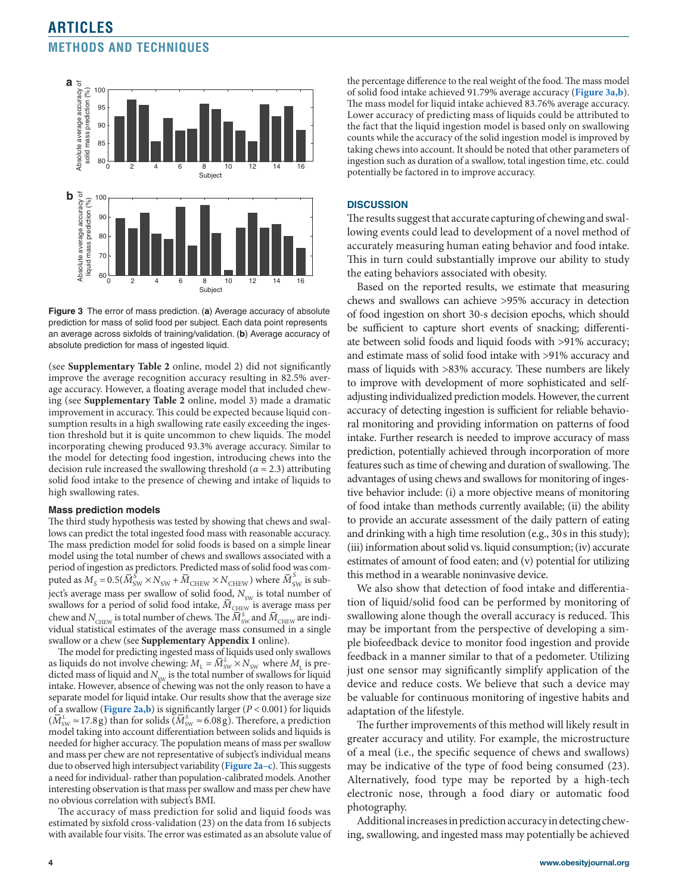a

Absolute average accuracy of solid mass prediction (%)

100
95
90
85
80

0 2 4 6 8 10 12 14 16

Subject

b

Absolute average accuracy of liquid mass prediction (%)

100
90
80
70
60

0 2 4 6 8 10 12 14 16

Subject

**Figure 3** The error of mass prediction. (**a**) Average accuracy of absolute prediction for mass of solid food per subject. Each data point represents an average across sixfolds of training/validation. (**b**) Average accuracy of absolute prediction for mass of ingested liquid.

(see **Supplementary Table 2** online, model 2) did not significantly improve the average recognition accuracy resulting in 82.5% average accuracy. However, a floating average model that included chewing (see **Supplementary Table 2** online, model 3) made a dramatic improvement in accuracy. This could be expected because liquid consumption results in a high swallowing rate easily exceeding the ingestion threshold but it is quite uncommon to chew liquids. The model incorporating chewing produced 93.3% average accuracy. Similar to the model for detecting food ingestion, introducing chews into the decision rule increased the swallowing threshold ($\alpha \approx 2.3$) attributing solid food intake to the presence of chewing and intake of liquids to high swallowing rates.

### Mass prediction models

The third study hypothesis was tested by showing that chews and swallows can predict the total ingested food mass with reasonable accuracy. The mass prediction model for solid foods is based on a simple linear model using the total number of chews and swallows associated with a period of ingestion as predictors. Predicted mass of solid food was computed as $M_S = 0.5(\bar{M}_{SW}^S \times N_{SW} + \bar{M}_{CHEW} \times N_{CHEW})$ where $\bar{M}_{SW}^S$ is subject's average mass per swallow of solid food, $N_{SW}$ is total number of swallows for a period of solid food intake, $\bar{M}_{CHEW}$ is average mass per chew and $N_{CHEW}$ is total number of chews. The $\bar{M}_{SW}^S$ and $\bar{M}_{CHEW}$ are individual statistical estimates of the average mass consumed in a single swallow or a chew (see **Supplementary Appendix 1** online).

The model for predicting ingested mass of liquids used only swallows as liquids do not involve chewing: $M_L = \bar{M}_{SW}^L \times N_{SW}$ where $M_L$ is predicted mass of liquid and $N_{SW}$ is the total number of swallows for liquid intake. However, absence of chewing was not the only reason to have a separate model for liquid intake. Our results show that the average size of a swallow (**Figure 2a,b**) is significantly larger ($P < 0.001$) for liquids ($\bar{M}_{SW}^L \approx 17.8$ g) than for solids ($\bar{M}_{SW}^S \approx 6.08$ g). Therefore, a prediction model taking into account differentiation between solids and liquids is needed for higher accuracy. The population means of mass per swallow and mass per chew are not representative of subject's individual means due to observed high intersubject variability (**Figure 2a–c**). This suggests a need for individual- rather than population-calibrated models. Another interesting observation is that mass per swallow and mass per chew have no obvious correlation with subject's BMI.

The accuracy of mass prediction for solid and liquid foods was estimated by sixfold cross-validation (23) on the data from 16 subjects with available four visits. The error was estimated as an absolute value of the percentage difference to the real weight of the food. The mass model of solid food intake achieved 91.79% average accuracy (**Figure 3a,b**). The mass model for liquid intake achieved 83.76% average accuracy. Lower accuracy of predicting mass of liquids could be attributed to the fact that the liquid ingestion model is based only on swallowing counts while the accuracy of the solid ingestion model is improved by taking chews into account. It should be noted that other parameters of ingestion such as duration of a swallow, total ingestion time, etc. could potentially be factored in to improve accuracy.

## DISCUSSION

The results suggest that accurate capturing of chewing and swallowing events could lead to development of a novel method of accurately measuring human eating behavior and food intake. This in turn could substantially improve our ability to study the eating behaviors associated with obesity.

Based on the reported results, we estimate that measuring chews and swallows can achieve >95% accuracy in detection of food ingestion on short 30-s decision epochs, which should be sufficient to capture short events of snacking; differentiate between solid foods and liquid foods with >91% accuracy; and estimate mass of solid food intake with >91% accuracy and mass of liquids with >83% accuracy. These numbers are likely to improve with development of more sophisticated and self-adjusting individualized prediction models. However, the current accuracy of detecting ingestion is sufficient for reliable behavioral monitoring and providing information on patterns of food intake. Further research is needed to improve accuracy of mass prediction, potentially achieved through incorporation of more features such as time of chewing and duration of swallowing. The advantages of using chews and swallows for monitoring of ingestive behavior include: (i) a more objective means of monitoring of food intake than methods currently available; (ii) the ability to provide an accurate assessment of the daily pattern of eating and drinking with a high time resolution (e.g., 30 s in this study); (iii) information about solid vs. liquid consumption; (iv) accurate estimates of amount of food eaten; and (v) potential for utilizing this method in a wearable noninvasive device.

We also show that detection of food intake and differentiation of liquid/solid food can be performed by monitoring of swallowing alone though the overall accuracy is reduced. This may be important from the perspective of developing a simple biofeedback device to monitor food ingestion and provide feedback in a manner similar to that of a pedometer. Utilizing just one sensor may significantly simplify application of the device and reduce costs. We believe that such a device may be valuable for continuous monitoring of ingestive habits and adaptation of the lifestyle.

The further improvements of this method will likely result in greater accuracy and utility. For example, the microstructure of a meal (i.e., the specific sequence of chews and swallows) may be indicative of the type of food being consumed (23). Alternatively, food type may be reported by a high-tech electronic nose, through a food diary or automatic food photography.

Additional increases in prediction accuracy in detecting chewing, swallowing, and ingested mass may potentially be achieved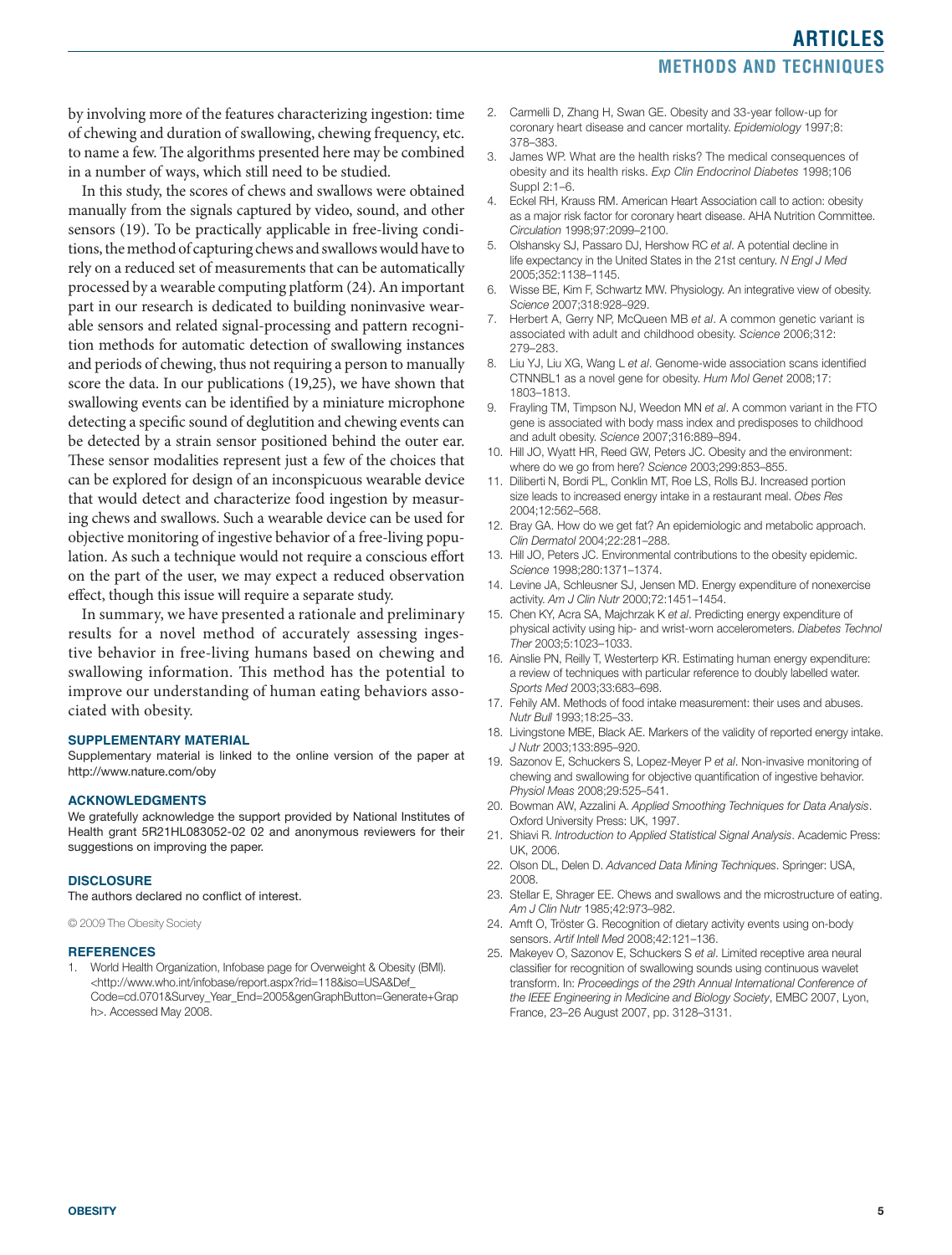by involving more of the features characterizing ingestion: time of chewing and duration of swallowing, chewing frequency, etc. to name a few. The algorithms presented here may be combined in a number of ways, which still need to be studied.

In this study, the scores of chews and swallows were obtained manually from the signals captured by video, sound, and other sensors (19). To be practically applicable in free-living conditions, the method of capturing chews and swallows would have to rely on a reduced set of measurements that can be automatically processed by a wearable computing platform (24). An important part in our research is dedicated to building noninvasive wearable sensors and related signal-processing and pattern recognition methods for automatic detection of swallowing instances and periods of chewing, thus not requiring a person to manually score the data. In our publications (19,25), we have shown that swallowing events can be identified by a miniature microphone detecting a specific sound of deglutition and chewing events can be detected by a strain sensor positioned behind the outer ear. These sensor modalities represent just a few of the choices that can be explored for design of an inconspicuous wearable device that would detect and characterize food ingestion by measuring chews and swallows. Such a wearable device can be used for objective monitoring of ingestive behavior of a free-living population. As such a technique would not require a conscious effort on the part of the user, we may expect a reduced observation effect, though this issue will require a separate study.

In summary, we have presented a rationale and preliminary results for a novel method of accurately assessing ingestive behavior in free-living humans based on chewing and swallowing information. This method has the potential to improve our understanding of human eating behaviors associated with obesity.

## SUPPLEMENTARY MATERIAL

Supplementary material is linked to the online version of the paper at http://www.nature.com/oby

## ACKNOWLEDGMENTS

We gratefully acknowledge the support provided by National Institutes of Health grant 5R21HL083052-02 02 and anonymous reviewers for their suggestions on improving the paper.

## DISCLOSURE

The authors declared no conflict of interest.

© 2009 The Obesity Society

## REFERENCES

1. World Health Organization, Infobase page for Overweight & Obesity (BMI). <http://www.who.int/infobase/report.aspx?rid=118&iso=USA&Def_Code=cd.0701&Survey_Year_End=2005&genGraphButton=Generate+Graph>. Accessed May 2008.
2. Carmelli D, Zhang H, Swan GE. Obesity and 33-year follow-up for coronary heart disease and cancer mortality. *Epidemiology* 1997;8: 378–383.
3. James WP. What are the health risks? The medical consequences of obesity and its health risks. *Exp Clin Endocrinol Diabetes* 1998;106 Suppl 2:1–6.
4. Eckel RH, Krauss RM. American Heart Association call to action: obesity as a major risk factor for coronary heart disease. AHA Nutrition Committee. *Circulation* 1998;97:2099–2100.
5. Olshansky SJ, Passaro DJ, Hershow RC *et al*. A potential decline in life expectancy in the United States in the 21st century. *N Engl J Med* 2005;352:1138–1145.
6. Wisse BE, Kim F, Schwartz MW. Physiology. An integrative view of obesity. *Science* 2007;318:928–929.
7. Herbert A, Gerry NP, McQueen MB *et al*. A common genetic variant is associated with adult and childhood obesity. *Science* 2006;312: 279–283.
8. Liu YJ, Liu XG, Wang L *et al*. Genome-wide association scans identified CTNNBL1 as a novel gene for obesity. *Hum Mol Genet* 2008;17: 1803–1813.
9. Frayling TM, Timpson NJ, Weedon MN *et al*. A common variant in the FTO gene is associated with body mass index and predisposes to childhood and adult obesity. *Science* 2007;316:889–894.
10. Hill JO, Wyatt HR, Reed GW, Peters JC. Obesity and the environment: where do we go from here? *Science* 2003;299:853–855.
11. Diliberti N, Bordi PL, Conklin MT, Roe LS, Rolls BJ. Increased portion size leads to increased energy intake in a restaurant meal. *Obes Res* 2004;12:562–568.
12. Bray GA. How do we get fat? An epidemiologic and metabolic approach. *Clin Dermatol* 2004;22:281–288.
13. Hill JO, Peters JC. Environmental contributions to the obesity epidemic. *Science* 1998;280:1371–1374.
14. Levine JA, Schleusner SJ, Jensen MD. Energy expenditure of nonexercise activity. *Am J Clin Nutr* 2000;72:1451–1454.
15. Chen KY, Acra SA, Majchrzak K *et al*. Predicting energy expenditure of physical activity using hip- and wrist-worn accelerometers. *Diabetes Technol Ther* 2003;5:1023–1033.
16. Ainslie PN, Reilly T, Westerterp KR. Estimating human energy expenditure: a review of techniques with particular reference to doubly labelled water. *Sports Med* 2003;33:683–698.
17. Fehily AM. Methods of food intake measurement: their uses and abuses. *Nutr Bull* 1993;18:25–33.
18. Livingstone MBE, Black AE. Markers of the validity of reported energy intake. *J Nutr* 2003;133:895–920.
19. Sazonov E, Schuckers S, Lopez-Meyer P *et al*. Non-invasive monitoring of chewing and swallowing for objective quantification of ingestive behavior. *Physiol Meas* 2008;29:525–541.
20. Bowman AW, Azzalini A. *Applied Smoothing Techniques for Data Analysis*. Oxford University Press: UK, 1997.
21. Shiavi R. *Introduction to Applied Statistical Signal Analysis*. Academic Press: UK, 2006.
22. Olson DL, Delen D. *Advanced Data Mining Techniques*. Springer: USA, 2008.
23. Stellar E, Shrager EE. Chews and swallows and the microstructure of eating. *Am J Clin Nutr* 1985;42:973–982.
24. Amft O, Tröster G. Recognition of dietary activity events using on-body sensors. *Artif Intell Med* 2008;42:121–136.
25. Makeyev O, Sazonov E, Schuckers S *et al*. Limited receptive area neural classifier for recognition of swallowing sounds using continuous wavelet transform. In: *Proceedings of the 29th Annual International Conference of the IEEE Engineering in Medicine and Biology Society*, EMBC 2007, Lyon, France, 23–26 August 2007, pp. 3128–3131.